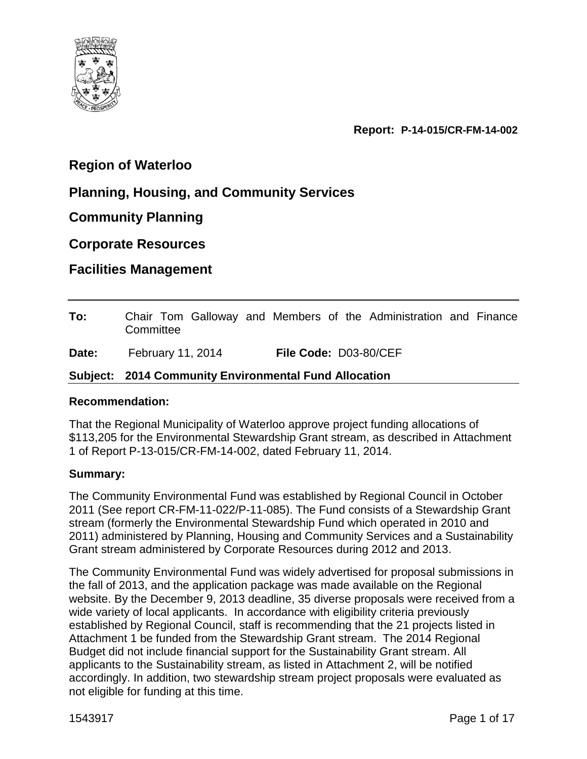**Report: P-14-015/CR-FM-14-002**

## Region of Waterloo

## Planning, Housing, and Community Services

## Community Planning

## Corporate Resources

## Facilities Management

---

**To:** Chair Tom Galloway and Members of the Administration and Finance Committee

**Date:** February 11, 2014 **File Code:** D03-80/CEF

**Subject: 2014 Community Environmental Fund Allocation**

---

**Recommendation:**

That the Regional Municipality of Waterloo approve project funding allocations of $113,205 for the Environmental Stewardship Grant stream, as described in Attachment 1 of Report P-13-015/CR-FM-14-002, dated February 11, 2014.

**Summary:**

The Community Environmental Fund was established by Regional Council in October 2011 (See report CR-FM-11-022/P-11-085). The Fund consists of a Stewardship Grant stream (formerly the Environmental Stewardship Fund which operated in 2010 and 2011) administered by Planning, Housing and Community Services and a Sustainability Grant stream administered by Corporate Resources during 2012 and 2013.

The Community Environmental Fund was widely advertised for proposal submissions in the fall of 2013, and the application package was made available on the Regional website. By the December 9, 2013 deadline, 35 diverse proposals were received from a wide variety of local applicants. In accordance with eligibility criteria previously established by Regional Council, staff is recommending that the 21 projects listed in Attachment 1 be funded from the Stewardship Grant stream. The 2014 Regional Budget did not include financial support for the Sustainability Grant stream. All applicants to the Sustainability stream, as listed in Attachment 2, will be notified accordingly. In addition, two stewardship stream project proposals were evaluated as not eligible for funding at this time.

1543917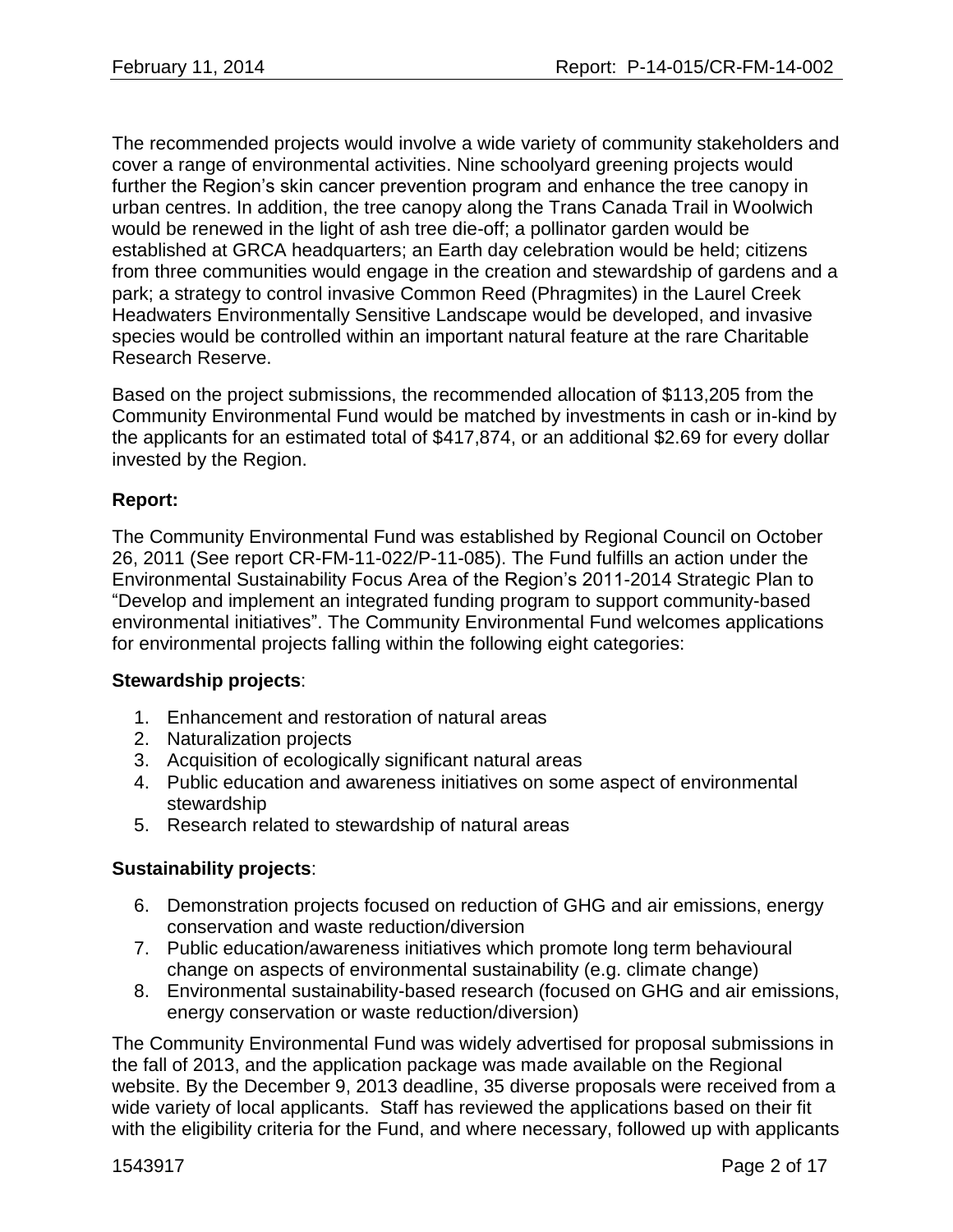The recommended projects would involve a wide variety of community stakeholders and cover a range of environmental activities. Nine schoolyard greening projects would further the Region's skin cancer prevention program and enhance the tree canopy in urban centres. In addition, the tree canopy along the Trans Canada Trail in Woolwich would be renewed in the light of ash tree die-off; a pollinator garden would be established at GRCA headquarters; an Earth day celebration would be held; citizens from three communities would engage in the creation and stewardship of gardens and a park; a strategy to control invasive Common Reed (Phragmites) in the Laurel Creek Headwaters Environmentally Sensitive Landscape would be developed, and invasive species would be controlled within an important natural feature at the rare Charitable Research Reserve.

Based on the project submissions, the recommended allocation of $113,205 from the Community Environmental Fund would be matched by investments in cash or in-kind by the applicants for an estimated total of $417,874, or an additional $2.69 for every dollar invested by the Region.

**Report:**

The Community Environmental Fund was established by Regional Council on October 26, 2011 (See report CR-FM-11-022/P-11-085). The Fund fulfills an action under the Environmental Sustainability Focus Area of the Region's 2011-2014 Strategic Plan to "Develop and implement an integrated funding program to support community-based environmental initiatives". The Community Environmental Fund welcomes applications for environmental projects falling within the following eight categories:

**Stewardship projects**:

1. Enhancement and restoration of natural areas
2. Naturalization projects
3. Acquisition of ecologically significant natural areas
4. Public education and awareness initiatives on some aspect of environmental stewardship
5. Research related to stewardship of natural areas

**Sustainability projects**:

6. Demonstration projects focused on reduction of GHG and air emissions, energy conservation and waste reduction/diversion
7. Public education/awareness initiatives which promote long term behavioural change on aspects of environmental sustainability (e.g. climate change)
8. Environmental sustainability-based research (focused on GHG and air emissions, energy conservation or waste reduction/diversion)

The Community Environmental Fund was widely advertised for proposal submissions in the fall of 2013, and the application package was made available on the Regional website. By the December 9, 2013 deadline, 35 diverse proposals were received from a wide variety of local applicants. Staff has reviewed the applications based on their fit with the eligibility criteria for the Fund, and where necessary, followed up with applicants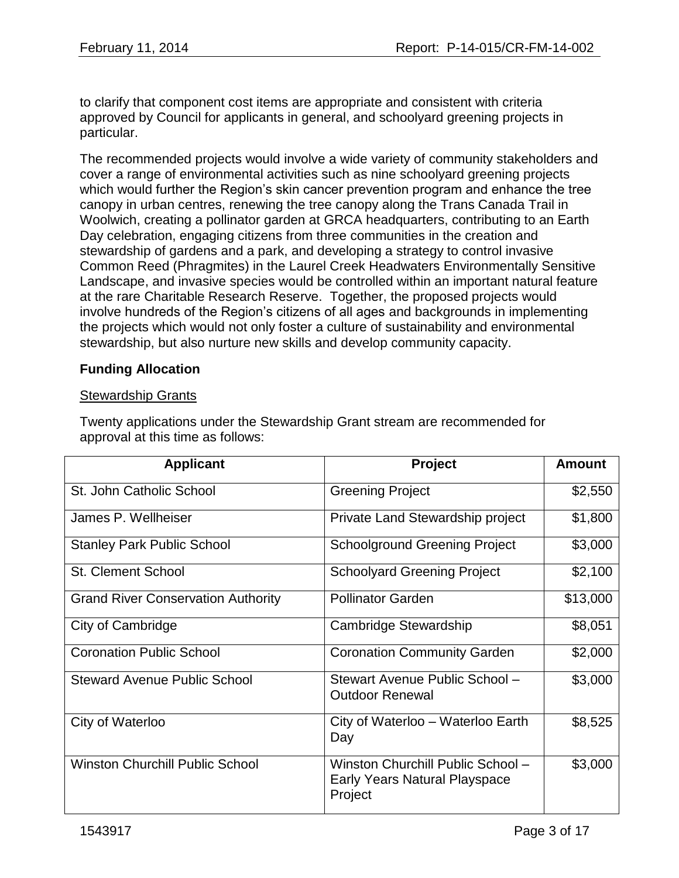to clarify that component cost items are appropriate and consistent with criteria approved by Council for applicants in general, and schoolyard greening projects in particular.

The recommended projects would involve a wide variety of community stakeholders and cover a range of environmental activities such as nine schoolyard greening projects which would further the Region's skin cancer prevention program and enhance the tree canopy in urban centres, renewing the tree canopy along the Trans Canada Trail in Woolwich, creating a pollinator garden at GRCA headquarters, contributing to an Earth Day celebration, engaging citizens from three communities in the creation and stewardship of gardens and a park, and developing a strategy to control invasive Common Reed (Phragmites) in the Laurel Creek Headwaters Environmentally Sensitive Landscape, and invasive species would be controlled within an important natural feature at the rare Charitable Research Reserve. Together, the proposed projects would involve hundreds of the Region's citizens of all ages and backgrounds in implementing the projects which would not only foster a culture of sustainability and environmental stewardship, but also nurture new skills and develop community capacity.

**Funding Allocation**

Stewardship Grants

Twenty applications under the Stewardship Grant stream are recommended for approval at this time as follows:

| Applicant | Project | Amount |
|---|---|---|
| St. John Catholic School | Greening Project | $2,550 |
| James P. Wellheiser | Private Land Stewardship project | $1,800 |
| Stanley Park Public School | Schoolground Greening Project | $3,000 |
| St. Clement School | Schoolyard Greening Project | $2,100 |
| Grand River Conservation Authority | Pollinator Garden | $13,000 |
| City of Cambridge | Cambridge Stewardship | $8,051 |
| Coronation Public School | Coronation Community Garden | $2,000 |
| Steward Avenue Public School | Stewart Avenue Public School – Outdoor Renewal | $3,000 |
| City of Waterloo | City of Waterloo – Waterloo Earth Day | $8,525 |
| Winston Churchill Public School | Winston Churchill Public School – Early Years Natural Playspace Project | $3,000 |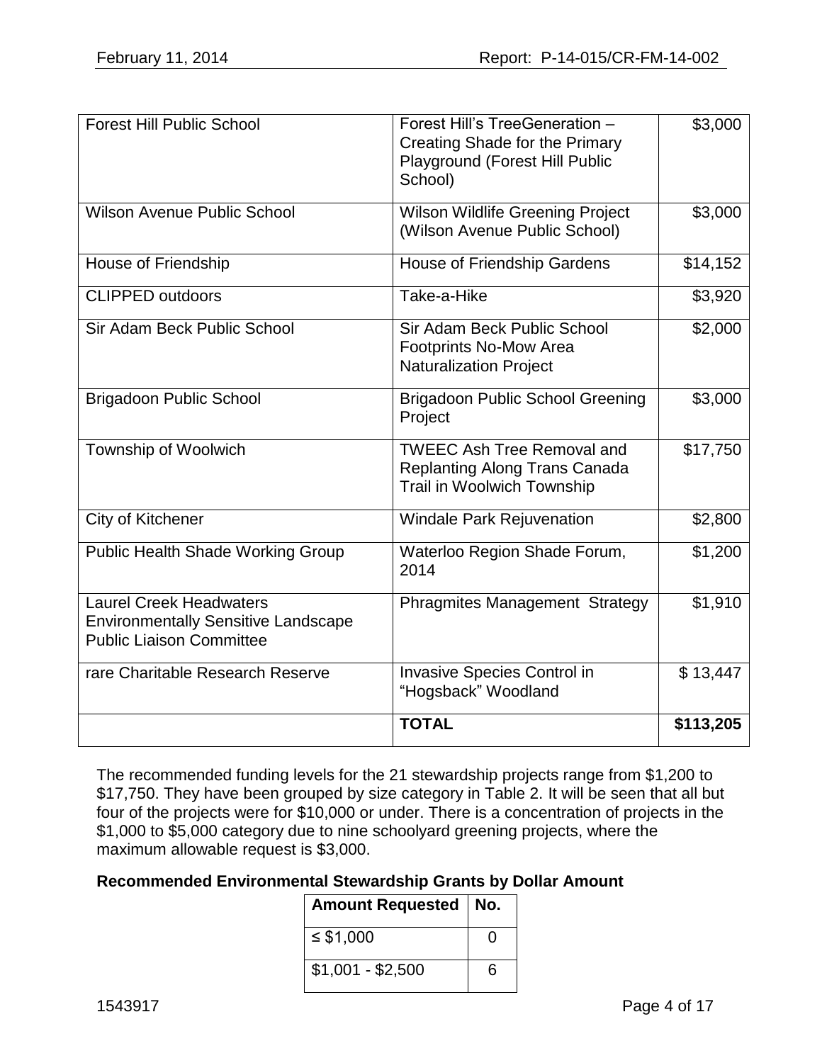| | | |
|---|---|---|
| Forest Hill Public School | Forest Hill's TreeGeneration – Creating Shade for the Primary Playground (Forest Hill Public School) | \$3,000 |
| Wilson Avenue Public School | Wilson Wildlife Greening Project (Wilson Avenue Public School) | \$3,000 |
| House of Friendship | House of Friendship Gardens | \$14,152 |
| CLIPPED outdoors | Take-a-Hike | \$3,920 |
| Sir Adam Beck Public School | Sir Adam Beck Public School Footprints No-Mow Area Naturalization Project | \$2,000 |
| Brigadoon Public School | Brigadoon Public School Greening Project | \$3,000 |
| Township of Woolwich | TWEEC Ash Tree Removal and Replanting Along Trans Canada Trail in Woolwich Township | \$17,750 |
| City of Kitchener | Windale Park Rejuvenation | \$2,800 |
| Public Health Shade Working Group | Waterloo Region Shade Forum, 2014 | \$1,200 |
| Laurel Creek Headwaters Environmentally Sensitive Landscape Public Liaison Committee | Phragmites Management Strategy | \$1,910 |
| rare Charitable Research Reserve | Invasive Species Control in "Hogsback" Woodland | \$ 13,447 |
| | **TOTAL** | **\$113,205** |

The recommended funding levels for the 21 stewardship projects range from \$1,200 to \$17,750. They have been grouped by size category in Table 2. It will be seen that all but four of the projects were for \$10,000 or under. There is a concentration of projects in the \$1,000 to \$5,000 category due to nine schoolyard greening projects, where the maximum allowable request is \$3,000.

**Recommended Environmental Stewardship Grants by Dollar Amount**

| Amount Requested | No. |
|---|---|
| ≤ \$1,000 | 0 |
| \$1,001 - \$2,500 | 6 |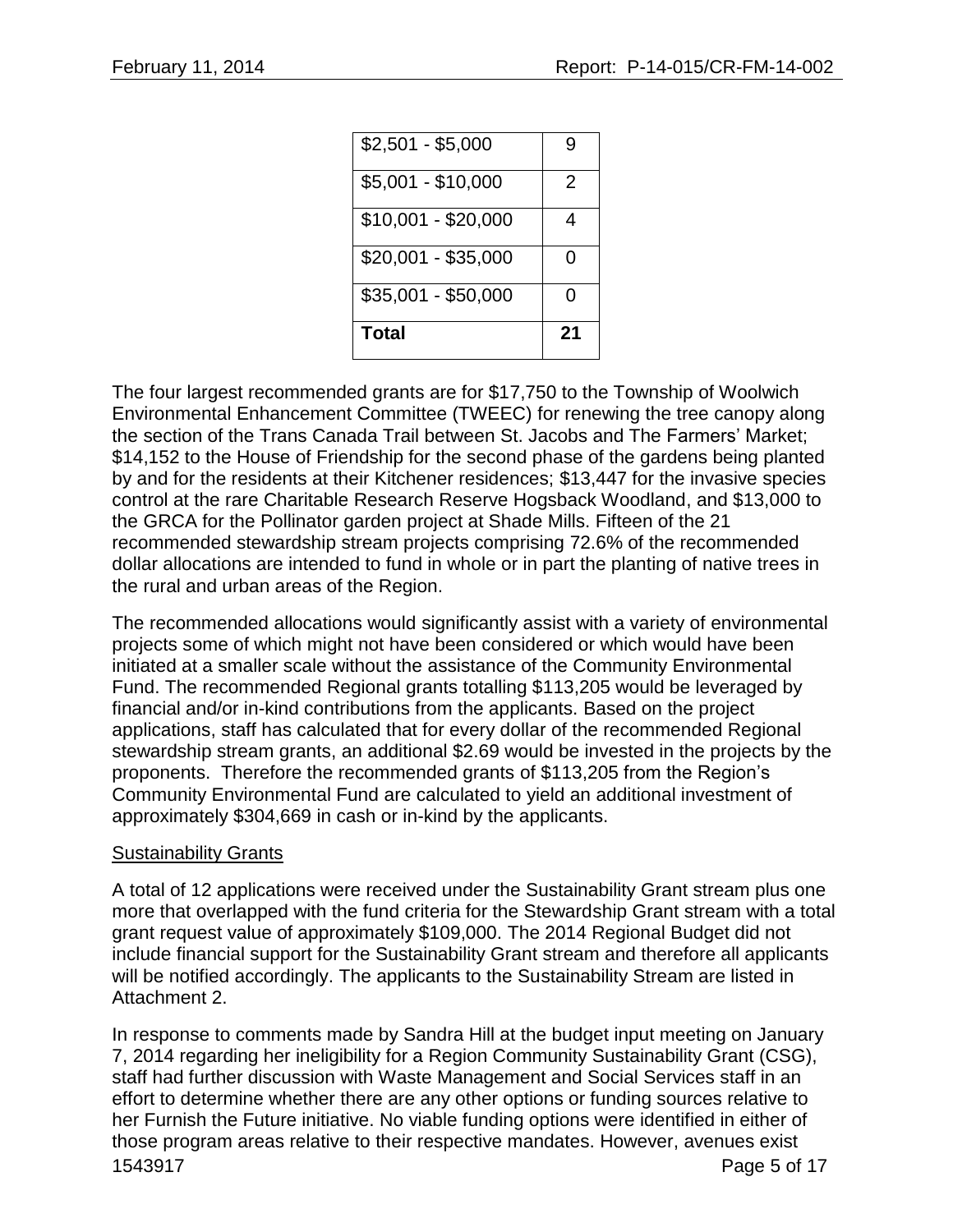| $2,501 - $5,000 | 9 |
|---|---|
| $5,001 - $10,000 | 2 |
| $10,001 - $20,000 | 4 |
| $20,001 - $35,000 | 0 |
| $35,001 - $50,000 | 0 |
| **Total** | **21** |

The four largest recommended grants are for $17,750 to the Township of Woolwich Environmental Enhancement Committee (TWEEC) for renewing the tree canopy along the section of the Trans Canada Trail between St. Jacobs and The Farmers' Market; $14,152 to the House of Friendship for the second phase of the gardens being planted by and for the residents at their Kitchener residences; $13,447 for the invasive species control at the rare Charitable Research Reserve Hogsback Woodland, and $13,000 to the GRCA for the Pollinator garden project at Shade Mills. Fifteen of the 21 recommended stewardship stream projects comprising 72.6% of the recommended dollar allocations are intended to fund in whole or in part the planting of native trees in the rural and urban areas of the Region.

The recommended allocations would significantly assist with a variety of environmental projects some of which might not have been considered or which would have been initiated at a smaller scale without the assistance of the Community Environmental Fund. The recommended Regional grants totalling $113,205 would be leveraged by financial and/or in-kind contributions from the applicants. Based on the project applications, staff has calculated that for every dollar of the recommended Regional stewardship stream grants, an additional $2.69 would be invested in the projects by the proponents. Therefore the recommended grants of $113,205 from the Region's Community Environmental Fund are calculated to yield an additional investment of approximately $304,669 in cash or in-kind by the applicants.

<u>Sustainability Grants</u>

A total of 12 applications were received under the Sustainability Grant stream plus one more that overlapped with the fund criteria for the Stewardship Grant stream with a total grant request value of approximately $109,000. The 2014 Regional Budget did not include financial support for the Sustainability Grant stream and therefore all applicants will be notified accordingly. The applicants to the Sustainability Stream are listed in Attachment 2.

In response to comments made by Sandra Hill at the budget input meeting on January 7, 2014 regarding her ineligibility for a Region Community Sustainability Grant (CSG), staff had further discussion with Waste Management and Social Services staff in an effort to determine whether there are any other options or funding sources relative to her Furnish the Future initiative. No viable funding options were identified in either of those program areas relative to their respective mandates. However, avenues exist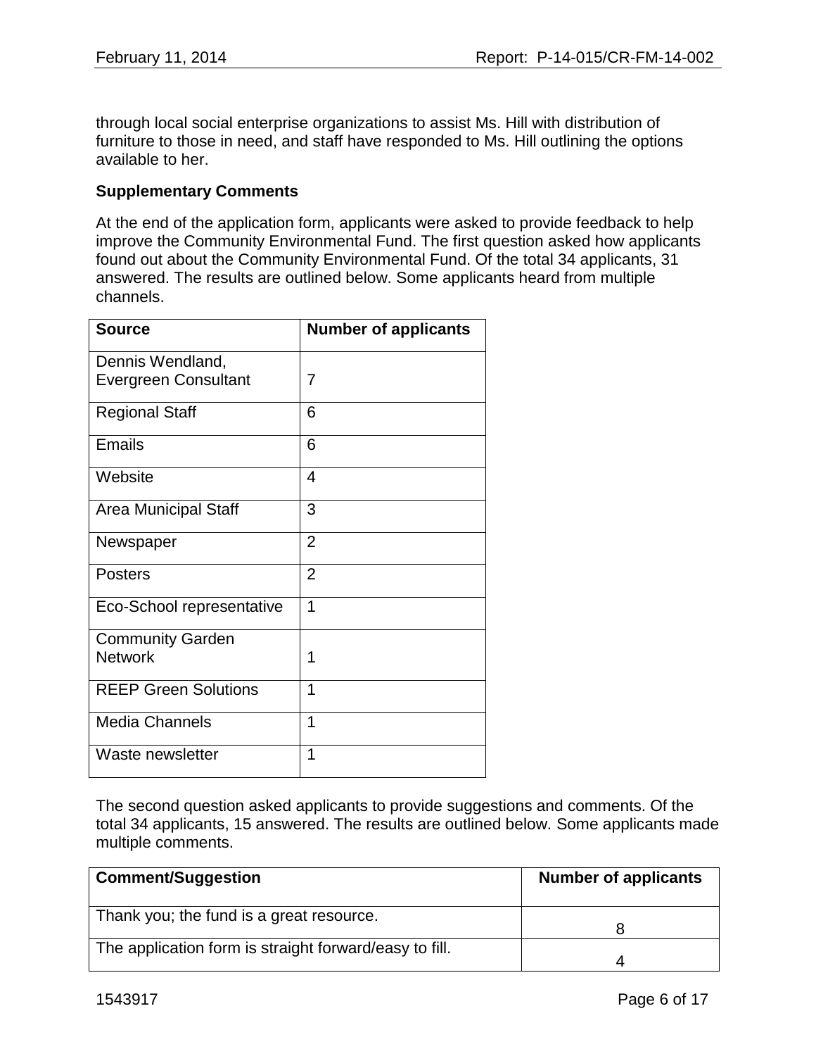through local social enterprise organizations to assist Ms. Hill with distribution of furniture to those in need, and staff have responded to Ms. Hill outlining the options available to her.

**Supplementary Comments**

At the end of the application form, applicants were asked to provide feedback to help improve the Community Environmental Fund. The first question asked how applicants found out about the Community Environmental Fund. Of the total 34 applicants, 31 answered. The results are outlined below. Some applicants heard from multiple channels.

| Source | Number of applicants |
|---|---|
| Dennis Wendland, Evergreen Consultant | 7 |
| Regional Staff | 6 |
| Emails | 6 |
| Website | 4 |
| Area Municipal Staff | 3 |
| Newspaper | 2 |
| Posters | 2 |
| Eco-School representative | 1 |
| Community Garden Network | 1 |
| REEP Green Solutions | 1 |
| Media Channels | 1 |
| Waste newsletter | 1 |

The second question asked applicants to provide suggestions and comments. Of the total 34 applicants, 15 answered. The results are outlined below. Some applicants made multiple comments.

| Comment/Suggestion | Number of applicants |
|---|---|
| Thank you; the fund is a great resource. | 8 |
| The application form is straight forward/easy to fill. | 4 |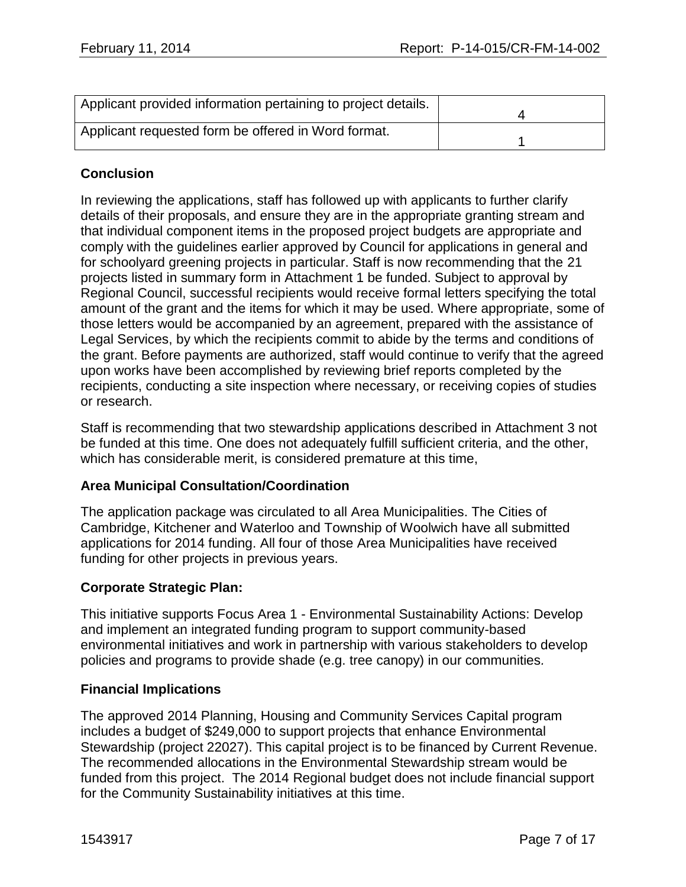| | |
|---|---|
| Applicant provided information pertaining to project details. | 4 |
| Applicant requested form be offered in Word format. | 1 |

**Conclusion**

In reviewing the applications, staff has followed up with applicants to further clarify details of their proposals, and ensure they are in the appropriate granting stream and that individual component items in the proposed project budgets are appropriate and comply with the guidelines earlier approved by Council for applications in general and for schoolyard greening projects in particular. Staff is now recommending that the 21 projects listed in summary form in Attachment 1 be funded. Subject to approval by Regional Council, successful recipients would receive formal letters specifying the total amount of the grant and the items for which it may be used. Where appropriate, some of those letters would be accompanied by an agreement, prepared with the assistance of Legal Services, by which the recipients commit to abide by the terms and conditions of the grant. Before payments are authorized, staff would continue to verify that the agreed upon works have been accomplished by reviewing brief reports completed by the recipients, conducting a site inspection where necessary, or receiving copies of studies or research.

Staff is recommending that two stewardship applications described in Attachment 3 not be funded at this time. One does not adequately fulfill sufficient criteria, and the other, which has considerable merit, is considered premature at this time,

**Area Municipal Consultation/Coordination**

The application package was circulated to all Area Municipalities. The Cities of Cambridge, Kitchener and Waterloo and Township of Woolwich have all submitted applications for 2014 funding. All four of those Area Municipalities have received funding for other projects in previous years.

**Corporate Strategic Plan:**

This initiative supports Focus Area 1 - Environmental Sustainability Actions: Develop and implement an integrated funding program to support community-based environmental initiatives and work in partnership with various stakeholders to develop policies and programs to provide shade (e.g. tree canopy) in our communities.

**Financial Implications**

The approved 2014 Planning, Housing and Community Services Capital program includes a budget of $249,000 to support projects that enhance Environmental Stewardship (project 22027). This capital project is to be financed by Current Revenue. The recommended allocations in the Environmental Stewardship stream would be funded from this project. The 2014 Regional budget does not include financial support for the Community Sustainability initiatives at this time.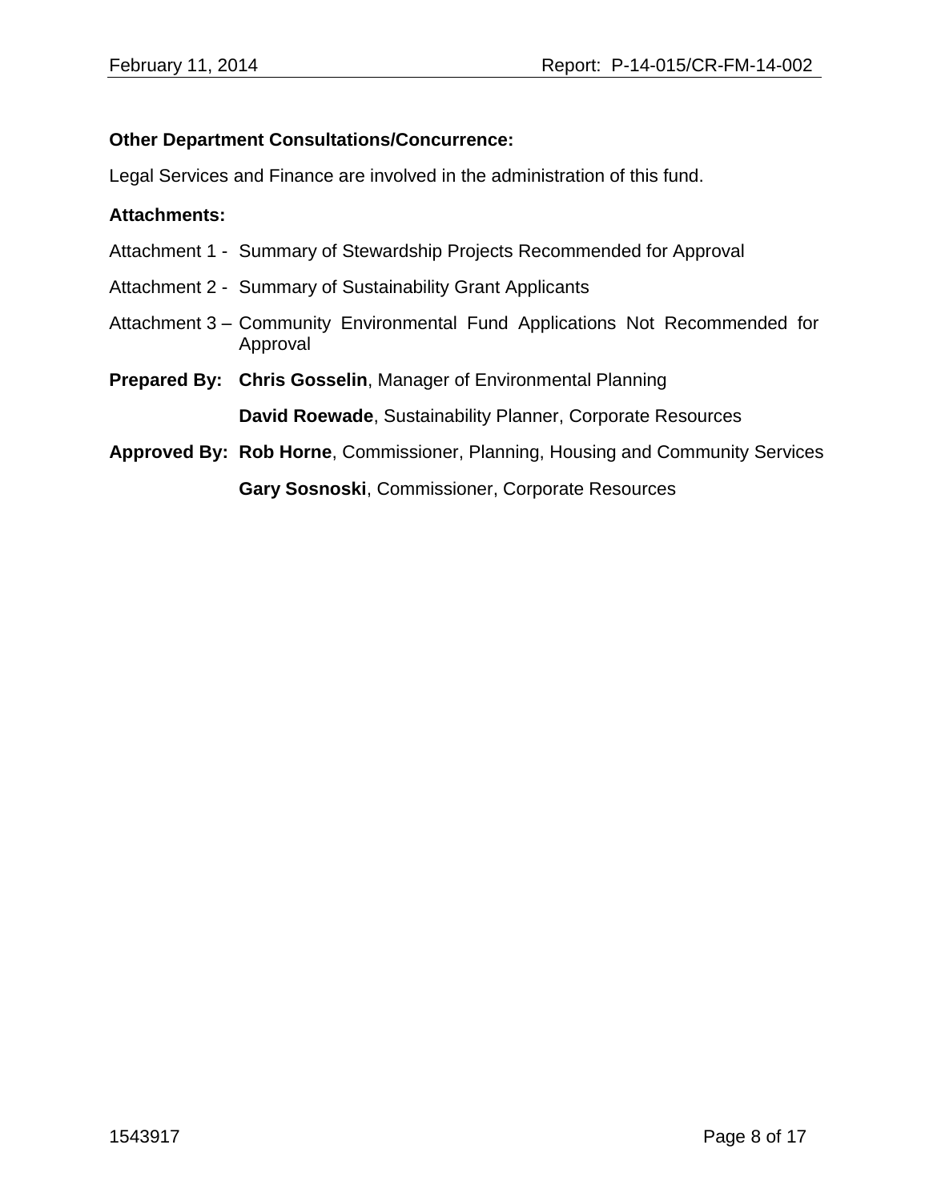**Other Department Consultations/Concurrence:**

Legal Services and Finance are involved in the administration of this fund.

**Attachments:**

Attachment 1 - Summary of Stewardship Projects Recommended for Approval

Attachment 2 - Summary of Sustainability Grant Applicants

Attachment 3 – Community Environmental Fund Applications Not Recommended for Approval

**Prepared By:** **Chris Gosselin**, Manager of Environmental Planning

**David Roewade**, Sustainability Planner, Corporate Resources

**Approved By:** **Rob Horne**, Commissioner, Planning, Housing and Community Services

**Gary Sosnoski**, Commissioner, Corporate Resources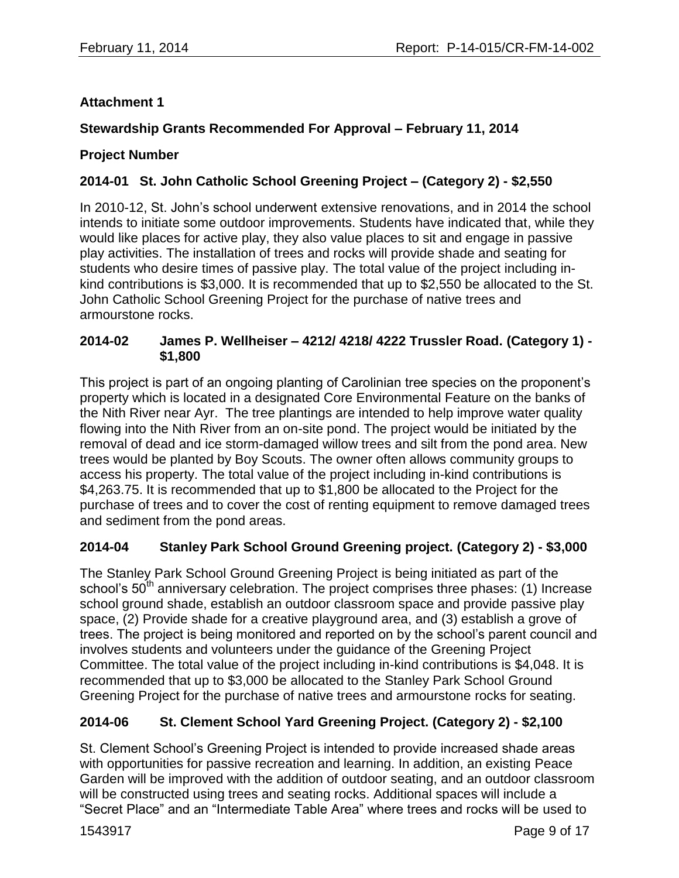**Attachment 1**

**Stewardship Grants Recommended For Approval – February 11, 2014**

**Project Number**

**2014-01 St. John Catholic School Greening Project – (Category 2) - $2,550**

In 2010-12, St. John's school underwent extensive renovations, and in 2014 the school intends to initiate some outdoor improvements. Students have indicated that, while they would like places for active play, they also value places to sit and engage in passive play activities. The installation of trees and rocks will provide shade and seating for students who desire times of passive play. The total value of the project including in-kind contributions is $3,000. It is recommended that up to $2,550 be allocated to the St. John Catholic School Greening Project for the purchase of native trees and armourstone rocks.

**2014-02 James P. Wellheiser – 4212/ 4218/ 4222 Trussler Road. (Category 1) - $1,800**

This project is part of an ongoing planting of Carolinian tree species on the proponent's property which is located in a designated Core Environmental Feature on the banks of the Nith River near Ayr. The tree plantings are intended to help improve water quality flowing into the Nith River from an on-site pond. The project would be initiated by the removal of dead and ice storm-damaged willow trees and silt from the pond area. New trees would be planted by Boy Scouts. The owner often allows community groups to access his property. The total value of the project including in-kind contributions is $4,263.75. It is recommended that up to $1,800 be allocated to the Project for the purchase of trees and to cover the cost of renting equipment to remove damaged trees and sediment from the pond areas.

**2014-04 Stanley Park School Ground Greening project. (Category 2) - $3,000**

The Stanley Park School Ground Greening Project is being initiated as part of the school's 50th anniversary celebration. The project comprises three phases: (1) Increase school ground shade, establish an outdoor classroom space and provide passive play space, (2) Provide shade for a creative playground area, and (3) establish a grove of trees. The project is being monitored and reported on by the school's parent council and involves students and volunteers under the guidance of the Greening Project Committee. The total value of the project including in-kind contributions is $4,048. It is recommended that up to $3,000 be allocated to the Stanley Park School Ground Greening Project for the purchase of native trees and armourstone rocks for seating.

**2014-06 St. Clement School Yard Greening Project. (Category 2) - $2,100**

St. Clement School's Greening Project is intended to provide increased shade areas with opportunities for passive recreation and learning. In addition, an existing Peace Garden will be improved with the addition of outdoor seating, and an outdoor classroom will be constructed using trees and seating rocks. Additional spaces will include a "Secret Place" and an "Intermediate Table Area" where trees and rocks will be used to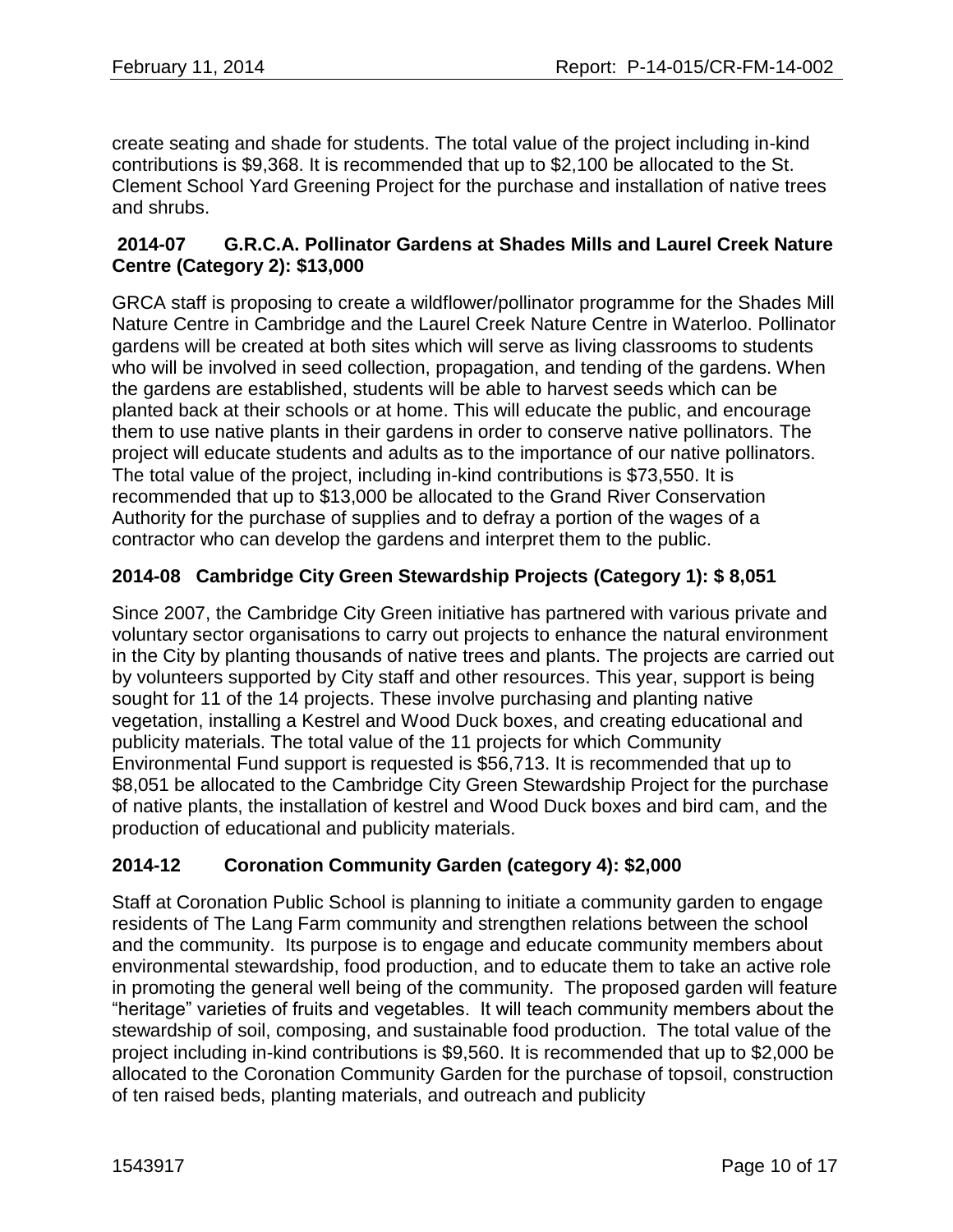create seating and shade for students. The total value of the project including in-kind contributions is $9,368. It is recommended that up to $2,100 be allocated to the St. Clement School Yard Greening Project for the purchase and installation of native trees and shrubs.

### 2014-07 G.R.C.A. Pollinator Gardens at Shades Mills and Laurel Creek Nature Centre (Category 2): $13,000

GRCA staff is proposing to create a wildflower/pollinator programme for the Shades Mill Nature Centre in Cambridge and the Laurel Creek Nature Centre in Waterloo. Pollinator gardens will be created at both sites which will serve as living classrooms to students who will be involved in seed collection, propagation, and tending of the gardens. When the gardens are established, students will be able to harvest seeds which can be planted back at their schools or at home. This will educate the public, and encourage them to use native plants in their gardens in order to conserve native pollinators. The project will educate students and adults as to the importance of our native pollinators. The total value of the project, including in-kind contributions is $73,550. It is recommended that up to $13,000 be allocated to the Grand River Conservation Authority for the purchase of supplies and to defray a portion of the wages of a contractor who can develop the gardens and interpret them to the public.

### 2014-08 Cambridge City Green Stewardship Projects (Category 1): $ 8,051

Since 2007, the Cambridge City Green initiative has partnered with various private and voluntary sector organisations to carry out projects to enhance the natural environment in the City by planting thousands of native trees and plants. The projects are carried out by volunteers supported by City staff and other resources. This year, support is being sought for 11 of the 14 projects. These involve purchasing and planting native vegetation, installing a Kestrel and Wood Duck boxes, and creating educational and publicity materials. The total value of the 11 projects for which Community Environmental Fund support is requested is $56,713. It is recommended that up to $8,051 be allocated to the Cambridge City Green Stewardship Project for the purchase of native plants, the installation of kestrel and Wood Duck boxes and bird cam, and the production of educational and publicity materials.

### 2014-12 Coronation Community Garden (category 4): $2,000

Staff at Coronation Public School is planning to initiate a community garden to engage residents of The Lang Farm community and strengthen relations between the school and the community. Its purpose is to engage and educate community members about environmental stewardship, food production, and to educate them to take an active role in promoting the general well being of the community. The proposed garden will feature "heritage" varieties of fruits and vegetables. It will teach community members about the stewardship of soil, composing, and sustainable food production. The total value of the project including in-kind contributions is $9,560. It is recommended that up to $2,000 be allocated to the Coronation Community Garden for the purchase of topsoil, construction of ten raised beds, planting materials, and outreach and publicity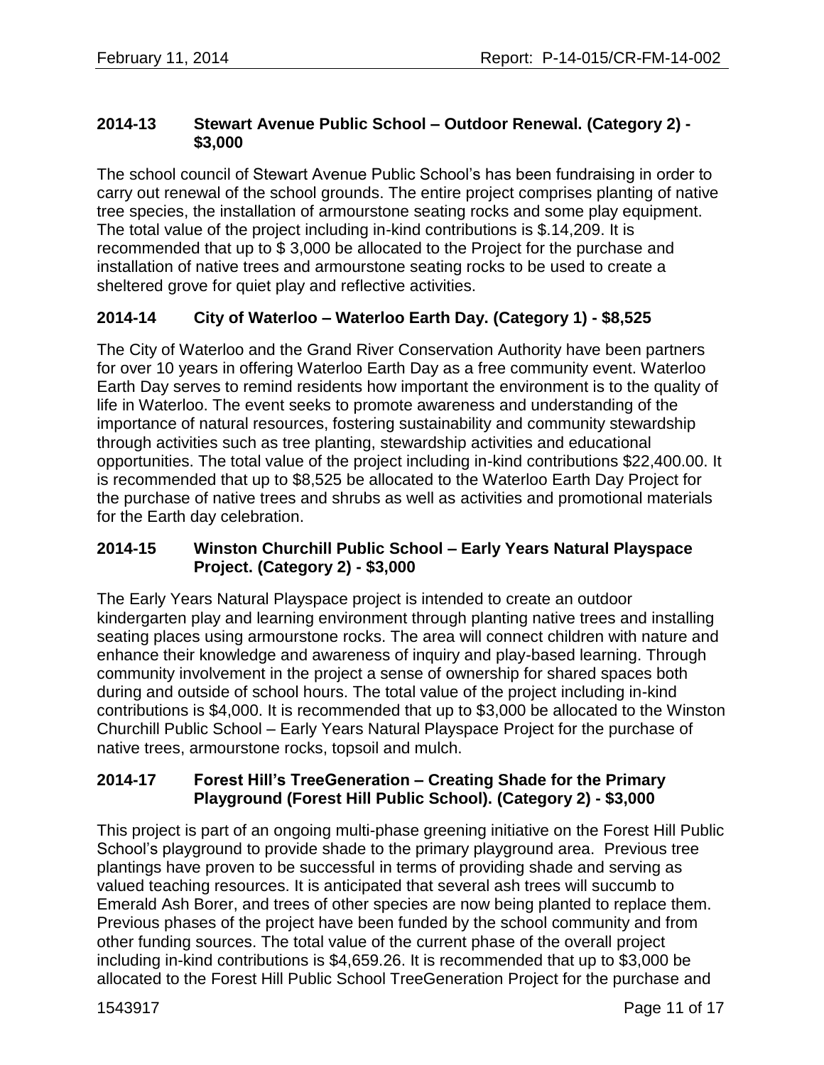### 2014-13 Stewart Avenue Public School – Outdoor Renewal. (Category 2) - $3,000

The school council of Stewart Avenue Public School's has been fundraising in order to carry out renewal of the school grounds. The entire project comprises planting of native tree species, the installation of armourstone seating rocks and some play equipment. The total value of the project including in-kind contributions is $.14,209. It is recommended that up to $ 3,000 be allocated to the Project for the purchase and installation of native trees and armourstone seating rocks to be used to create a sheltered grove for quiet play and reflective activities.

### 2014-14 City of Waterloo – Waterloo Earth Day. (Category 1) - $8,525

The City of Waterloo and the Grand River Conservation Authority have been partners for over 10 years in offering Waterloo Earth Day as a free community event. Waterloo Earth Day serves to remind residents how important the environment is to the quality of life in Waterloo. The event seeks to promote awareness and understanding of the importance of natural resources, fostering sustainability and community stewardship through activities such as tree planting, stewardship activities and educational opportunities. The total value of the project including in-kind contributions $22,400.00. It is recommended that up to $8,525 be allocated to the Waterloo Earth Day Project for the purchase of native trees and shrubs as well as activities and promotional materials for the Earth day celebration.

### 2014-15 Winston Churchill Public School – Early Years Natural Playspace Project. (Category 2) - $3,000

The Early Years Natural Playspace project is intended to create an outdoor kindergarten play and learning environment through planting native trees and installing seating places using armourstone rocks. The area will connect children with nature and enhance their knowledge and awareness of inquiry and play-based learning. Through community involvement in the project a sense of ownership for shared spaces both during and outside of school hours. The total value of the project including in-kind contributions is $4,000. It is recommended that up to $3,000 be allocated to the Winston Churchill Public School – Early Years Natural Playspace Project for the purchase of native trees, armourstone rocks, topsoil and mulch.

### 2014-17 Forest Hill's TreeGeneration – Creating Shade for the Primary Playground (Forest Hill Public School). (Category 2) - $3,000

This project is part of an ongoing multi-phase greening initiative on the Forest Hill Public School's playground to provide shade to the primary playground area. Previous tree plantings have proven to be successful in terms of providing shade and serving as valued teaching resources. It is anticipated that several ash trees will succumb to Emerald Ash Borer, and trees of other species are now being planted to replace them. Previous phases of the project have been funded by the school community and from other funding sources. The total value of the current phase of the overall project including in-kind contributions is $4,659.26. It is recommended that up to $3,000 be allocated to the Forest Hill Public School TreeGeneration Project for the purchase and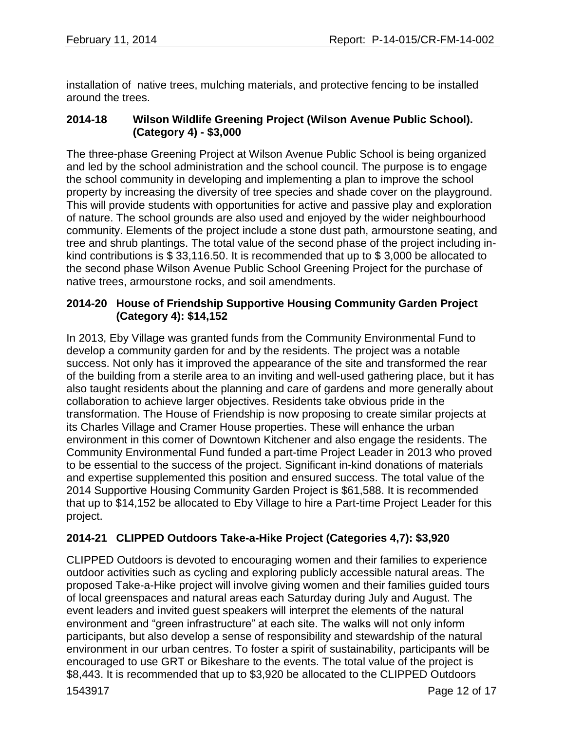installation of native trees, mulching materials, and protective fencing to be installed around the trees.

### 2014-18 Wilson Wildlife Greening Project (Wilson Avenue Public School). (Category 4) - $3,000

The three-phase Greening Project at Wilson Avenue Public School is being organized and led by the school administration and the school council. The purpose is to engage the school community in developing and implementing a plan to improve the school property by increasing the diversity of tree species and shade cover on the playground. This will provide students with opportunities for active and passive play and exploration of nature. The school grounds are also used and enjoyed by the wider neighbourhood community. Elements of the project include a stone dust path, armourstone seating, and tree and shrub plantings. The total value of the second phase of the project including in-kind contributions is $ 33,116.50. It is recommended that up to $ 3,000 be allocated to the second phase Wilson Avenue Public School Greening Project for the purchase of native trees, armourstone rocks, and soil amendments.

### 2014-20 House of Friendship Supportive Housing Community Garden Project (Category 4): $14,152

In 2013, Eby Village was granted funds from the Community Environmental Fund to develop a community garden for and by the residents. The project was a notable success. Not only has it improved the appearance of the site and transformed the rear of the building from a sterile area to an inviting and well-used gathering place, but it has also taught residents about the planning and care of gardens and more generally about collaboration to achieve larger objectives. Residents take obvious pride in the transformation. The House of Friendship is now proposing to create similar projects at its Charles Village and Cramer House properties. These will enhance the urban environment in this corner of Downtown Kitchener and also engage the residents. The Community Environmental Fund funded a part-time Project Leader in 2013 who proved to be essential to the success of the project. Significant in-kind donations of materials and expertise supplemented this position and ensured success. The total value of the 2014 Supportive Housing Community Garden Project is $61,588. It is recommended that up to $14,152 be allocated to Eby Village to hire a Part-time Project Leader for this project.

### 2014-21 CLIPPED Outdoors Take-a-Hike Project (Categories 4,7): $3,920

CLIPPED Outdoors is devoted to encouraging women and their families to experience outdoor activities such as cycling and exploring publicly accessible natural areas. The proposed Take-a-Hike project will involve giving women and their families guided tours of local greenspaces and natural areas each Saturday during July and August. The event leaders and invited guest speakers will interpret the elements of the natural environment and "green infrastructure" at each site. The walks will not only inform participants, but also develop a sense of responsibility and stewardship of the natural environment in our urban centres. To foster a spirit of sustainability, participants will be encouraged to use GRT or Bikeshare to the events. The total value of the project is $8,443. It is recommended that up to $3,920 be allocated to the CLIPPED Outdoors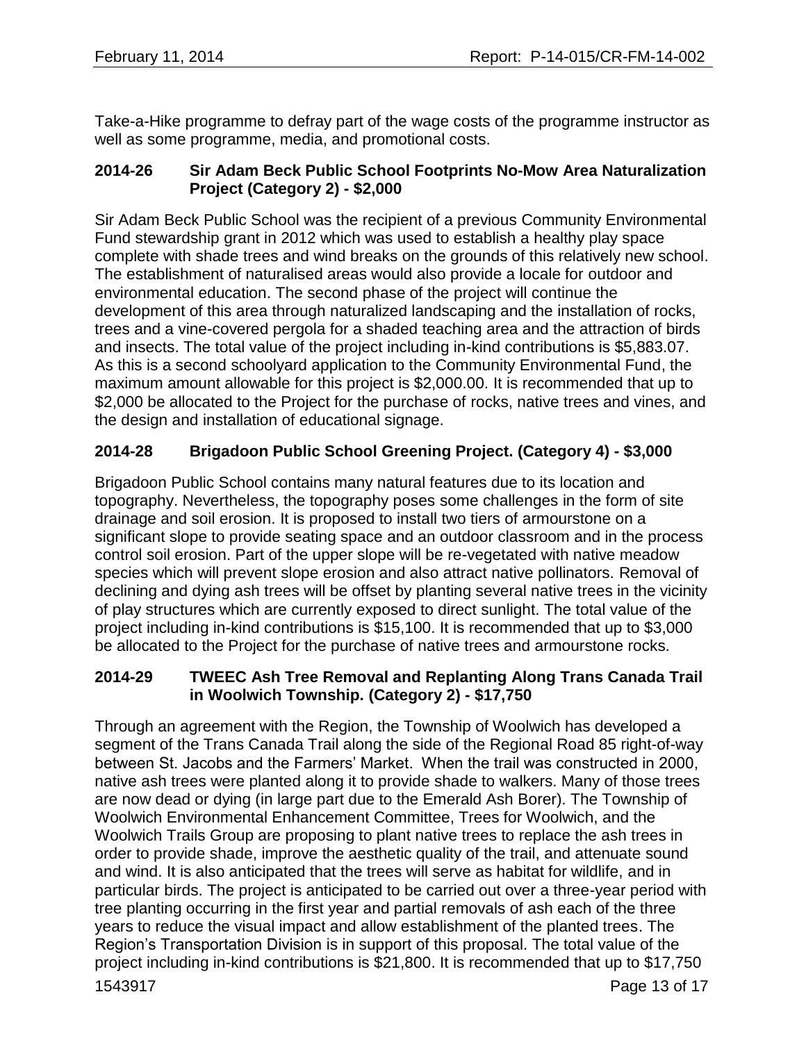Take-a-Hike programme to defray part of the wage costs of the programme instructor as well as some programme, media, and promotional costs.

### 2014-26 Sir Adam Beck Public School Footprints No-Mow Area Naturalization Project (Category 2) - $2,000

Sir Adam Beck Public School was the recipient of a previous Community Environmental Fund stewardship grant in 2012 which was used to establish a healthy play space complete with shade trees and wind breaks on the grounds of this relatively new school. The establishment of naturalised areas would also provide a locale for outdoor and environmental education. The second phase of the project will continue the development of this area through naturalized landscaping and the installation of rocks, trees and a vine-covered pergola for a shaded teaching area and the attraction of birds and insects. The total value of the project including in-kind contributions is $5,883.07. As this is a second schoolyard application to the Community Environmental Fund, the maximum amount allowable for this project is $2,000.00. It is recommended that up to $2,000 be allocated to the Project for the purchase of rocks, native trees and vines, and the design and installation of educational signage.

### 2014-28 Brigadoon Public School Greening Project. (Category 4) - $3,000

Brigadoon Public School contains many natural features due to its location and topography. Nevertheless, the topography poses some challenges in the form of site drainage and soil erosion. It is proposed to install two tiers of armourstone on a significant slope to provide seating space and an outdoor classroom and in the process control soil erosion. Part of the upper slope will be re-vegetated with native meadow species which will prevent slope erosion and also attract native pollinators. Removal of declining and dying ash trees will be offset by planting several native trees in the vicinity of play structures which are currently exposed to direct sunlight. The total value of the project including in-kind contributions is $15,100. It is recommended that up to $3,000 be allocated to the Project for the purchase of native trees and armourstone rocks.

### 2014-29 TWEEC Ash Tree Removal and Replanting Along Trans Canada Trail in Woolwich Township. (Category 2) - $17,750

Through an agreement with the Region, the Township of Woolwich has developed a segment of the Trans Canada Trail along the side of the Regional Road 85 right-of-way between St. Jacobs and the Farmers' Market. When the trail was constructed in 2000, native ash trees were planted along it to provide shade to walkers. Many of those trees are now dead or dying (in large part due to the Emerald Ash Borer). The Township of Woolwich Environmental Enhancement Committee, Trees for Woolwich, and the Woolwich Trails Group are proposing to plant native trees to replace the ash trees in order to provide shade, improve the aesthetic quality of the trail, and attenuate sound and wind. It is also anticipated that the trees will serve as habitat for wildlife, and in particular birds. The project is anticipated to be carried out over a three-year period with tree planting occurring in the first year and partial removals of ash each of the three years to reduce the visual impact and allow establishment of the planted trees. The Region's Transportation Division is in support of this proposal. The total value of the project including in-kind contributions is $21,800. It is recommended that up to $17,750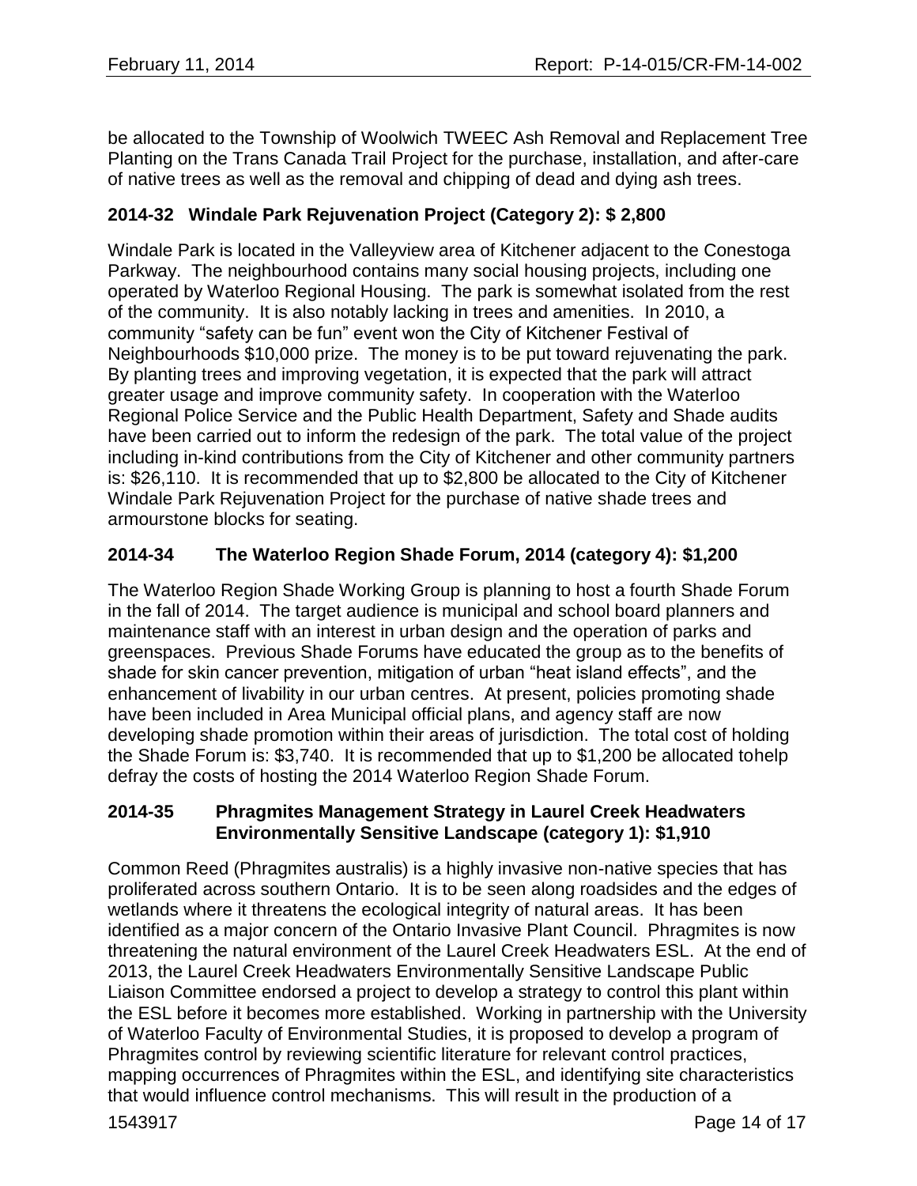be allocated to the Township of Woolwich TWEEC Ash Removal and Replacement Tree Planting on the Trans Canada Trail Project for the purchase, installation, and after-care of native trees as well as the removal and chipping of dead and dying ash trees.

### 2014-32 Windale Park Rejuvenation Project (Category 2): $ 2,800

Windale Park is located in the Valleyview area of Kitchener adjacent to the Conestoga Parkway. The neighbourhood contains many social housing projects, including one operated by Waterloo Regional Housing. The park is somewhat isolated from the rest of the community. It is also notably lacking in trees and amenities. In 2010, a community "safety can be fun" event won the City of Kitchener Festival of Neighbourhoods $10,000 prize. The money is to be put toward rejuvenating the park. By planting trees and improving vegetation, it is expected that the park will attract greater usage and improve community safety. In cooperation with the Waterloo Regional Police Service and the Public Health Department, Safety and Shade audits have been carried out to inform the redesign of the park. The total value of the project including in-kind contributions from the City of Kitchener and other community partners is: $26,110. It is recommended that up to $2,800 be allocated to the City of Kitchener Windale Park Rejuvenation Project for the purchase of native shade trees and armourstone blocks for seating.

### 2014-34 The Waterloo Region Shade Forum, 2014 (category 4): $1,200

The Waterloo Region Shade Working Group is planning to host a fourth Shade Forum in the fall of 2014. The target audience is municipal and school board planners and maintenance staff with an interest in urban design and the operation of parks and greenspaces. Previous Shade Forums have educated the group as to the benefits of shade for skin cancer prevention, mitigation of urban "heat island effects", and the enhancement of livability in our urban centres. At present, policies promoting shade have been included in Area Municipal official plans, and agency staff are now developing shade promotion within their areas of jurisdiction. The total cost of holding the Shade Forum is: $3,740. It is recommended that up to $1,200 be allocated tohelp defray the costs of hosting the 2014 Waterloo Region Shade Forum.

### 2014-35 Phragmites Management Strategy in Laurel Creek Headwaters Environmentally Sensitive Landscape (category 1): $1,910

Common Reed (Phragmites australis) is a highly invasive non-native species that has proliferated across southern Ontario. It is to be seen along roadsides and the edges of wetlands where it threatens the ecological integrity of natural areas. It has been identified as a major concern of the Ontario Invasive Plant Council. Phragmites is now threatening the natural environment of the Laurel Creek Headwaters ESL. At the end of 2013, the Laurel Creek Headwaters Environmentally Sensitive Landscape Public Liaison Committee endorsed a project to develop a strategy to control this plant within the ESL before it becomes more established. Working in partnership with the University of Waterloo Faculty of Environmental Studies, it is proposed to develop a program of Phragmites control by reviewing scientific literature for relevant control practices, mapping occurrences of Phragmites within the ESL, and identifying site characteristics that would influence control mechanisms. This will result in the production of a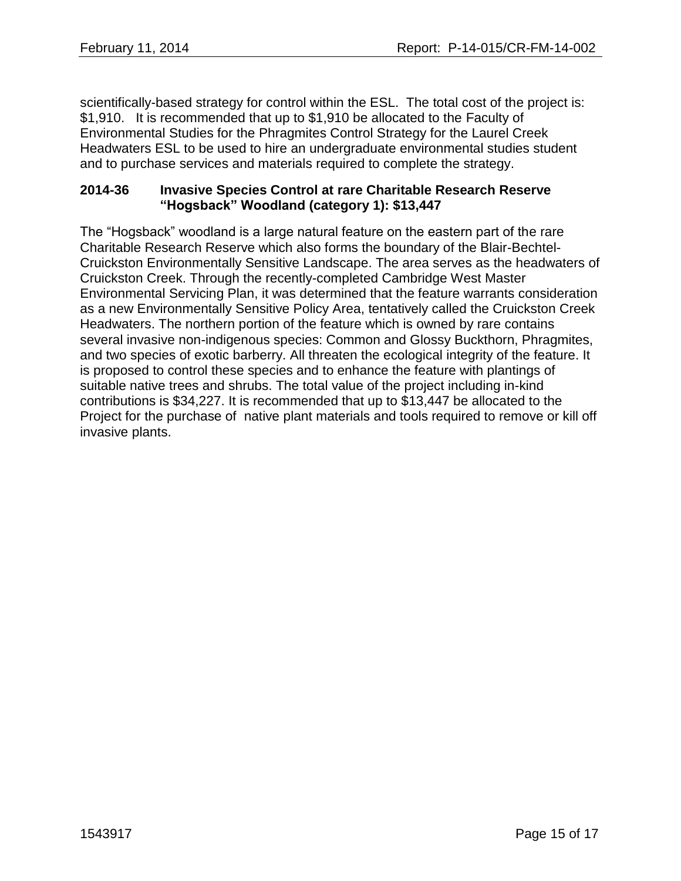scientifically-based strategy for control within the ESL. The total cost of the project is: $1,910. It is recommended that up to $1,910 be allocated to the Faculty of Environmental Studies for the Phragmites Control Strategy for the Laurel Creek Headwaters ESL to be used to hire an undergraduate environmental studies student and to purchase services and materials required to complete the strategy.

### 2014-36 Invasive Species Control at rare Charitable Research Reserve "Hogsback" Woodland (category 1): $13,447

The "Hogsback" woodland is a large natural feature on the eastern part of the rare Charitable Research Reserve which also forms the boundary of the Blair-Bechtel-Cruickston Environmentally Sensitive Landscape. The area serves as the headwaters of Cruickston Creek. Through the recently-completed Cambridge West Master Environmental Servicing Plan, it was determined that the feature warrants consideration as a new Environmentally Sensitive Policy Area, tentatively called the Cruickston Creek Headwaters. The northern portion of the feature which is owned by rare contains several invasive non-indigenous species: Common and Glossy Buckthorn, Phragmites, and two species of exotic barberry. All threaten the ecological integrity of the feature. It is proposed to control these species and to enhance the feature with plantings of suitable native trees and shrubs. The total value of the project including in-kind contributions is $34,227. It is recommended that up to $13,447 be allocated to the Project for the purchase of native plant materials and tools required to remove or kill off invasive plants.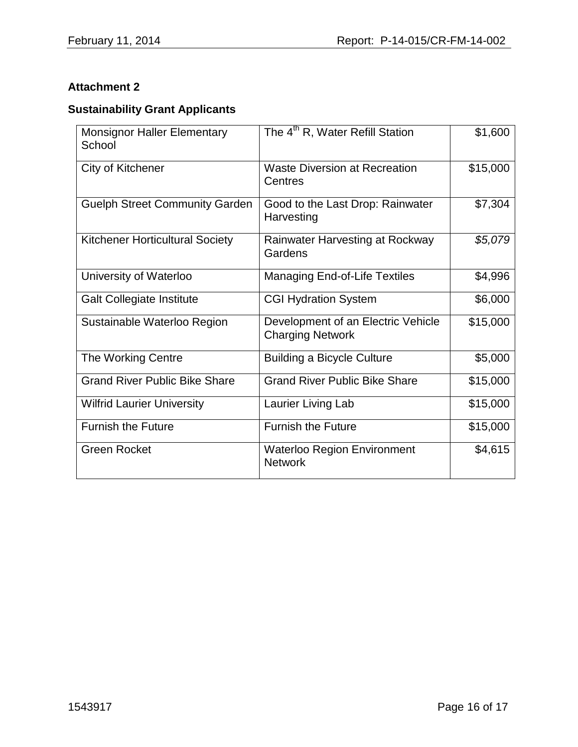**Attachment 2**

**Sustainability Grant Applicants**

| | | |
|---|---|---|
| Monsignor Haller Elementary School | The 4th R, Water Refill Station | $1,600 |
| City of Kitchener | Waste Diversion at Recreation Centres | $15,000 |
| Guelph Street Community Garden | Good to the Last Drop: Rainwater Harvesting | $7,304 |
| Kitchener Horticultural Society | Rainwater Harvesting at Rockway Gardens | *$5,079* |
| University of Waterloo | Managing End-of-Life Textiles | $4,996 |
| Galt Collegiate Institute | CGI Hydration System | $6,000 |
| Sustainable Waterloo Region | Development of an Electric Vehicle Charging Network | $15,000 |
| The Working Centre | Building a Bicycle Culture | $5,000 |
| Grand River Public Bike Share | Grand River Public Bike Share | $15,000 |
| Wilfrid Laurier University | Laurier Living Lab | $15,000 |
| Furnish the Future | Furnish the Future | $15,000 |
| Green Rocket | Waterloo Region Environment Network | $4,615 |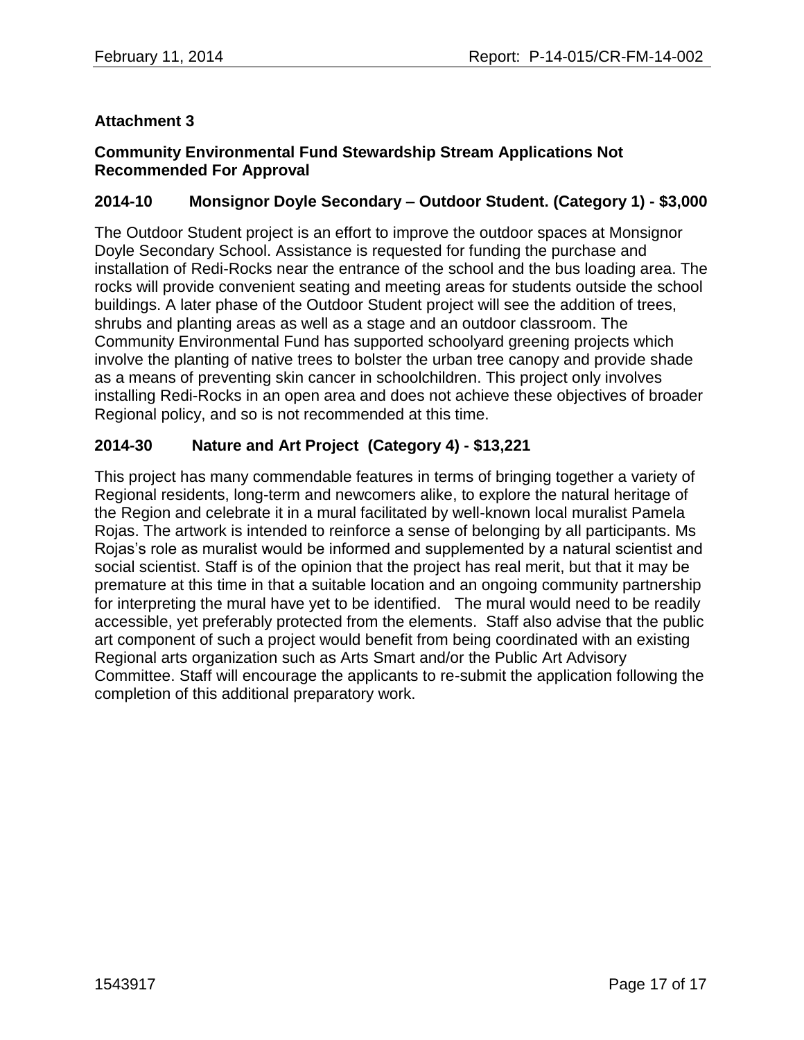## Attachment 3

### Community Environmental Fund Stewardship Stream Applications Not Recommended For Approval

### 2014-10 Monsignor Doyle Secondary – Outdoor Student. (Category 1) - $3,000

The Outdoor Student project is an effort to improve the outdoor spaces at Monsignor Doyle Secondary School. Assistance is requested for funding the purchase and installation of Redi-Rocks near the entrance of the school and the bus loading area. The rocks will provide convenient seating and meeting areas for students outside the school buildings. A later phase of the Outdoor Student project will see the addition of trees, shrubs and planting areas as well as a stage and an outdoor classroom. The Community Environmental Fund has supported schoolyard greening projects which involve the planting of native trees to bolster the urban tree canopy and provide shade as a means of preventing skin cancer in schoolchildren. This project only involves installing Redi-Rocks in an open area and does not achieve these objectives of broader Regional policy, and so is not recommended at this time.

### 2014-30 Nature and Art Project (Category 4) - $13,221

This project has many commendable features in terms of bringing together a variety of Regional residents, long-term and newcomers alike, to explore the natural heritage of the Region and celebrate it in a mural facilitated by well-known local muralist Pamela Rojas. The artwork is intended to reinforce a sense of belonging by all participants. Ms Rojas's role as muralist would be informed and supplemented by a natural scientist and social scientist. Staff is of the opinion that the project has real merit, but that it may be premature at this time in that a suitable location and an ongoing community partnership for interpreting the mural have yet to be identified. The mural would need to be readily accessible, yet preferably protected from the elements. Staff also advise that the public art component of such a project would benefit from being coordinated with an existing Regional arts organization such as Arts Smart and/or the Public Art Advisory Committee. Staff will encourage the applicants to re-submit the application following the completion of this additional preparatory work.